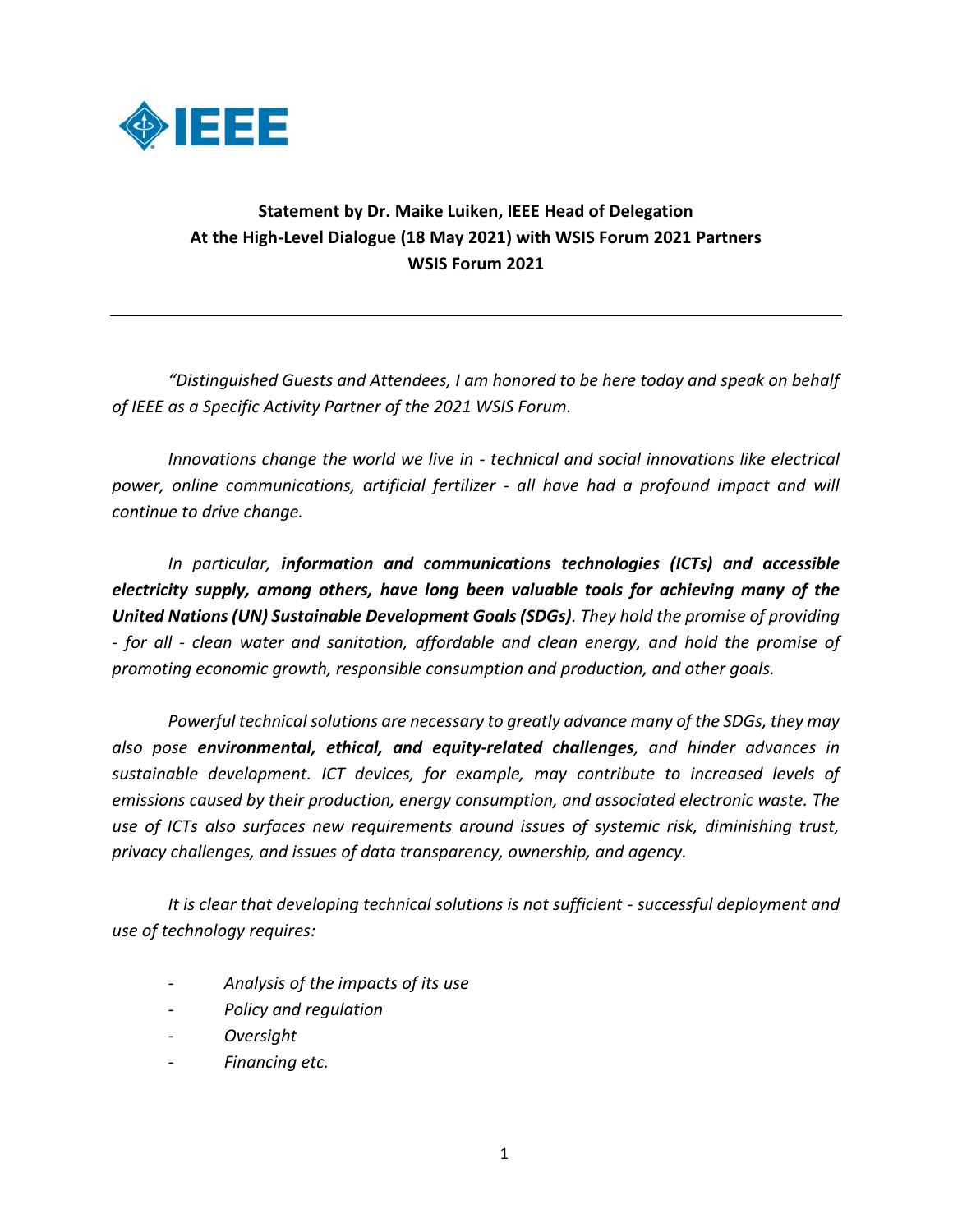**Statement by Dr. Maike Luiken, IEEE Head of Delegation**
**At the High-Level Dialogue (18 May 2021) with WSIS Forum 2021 Partners**
**WSIS Forum 2021**

---

*"Distinguished Guests and Attendees, I am honored to be here today and speak on behalf of IEEE as a Specific Activity Partner of the 2021 WSIS Forum.*

*Innovations change the world we live in - technical and social innovations like electrical power, online communications, artificial fertilizer - all have had a profound impact and will continue to drive change.*

*In particular,* ***information and communications technologies (ICTs) and accessible electricity supply, among others, have long been valuable tools for achieving many of the United Nations (UN) Sustainable Development Goals (SDGs)****. They hold the promise of providing - for all - clean water and sanitation, affordable and clean energy, and hold the promise of promoting economic growth, responsible consumption and production, and other goals.*

*Powerful technical solutions are necessary to greatly advance many of the SDGs, they may also pose* ***environmental, ethical, and equity-related challenges****, and hinder advances in sustainable development. ICT devices, for example, may contribute to increased levels of emissions caused by their production, energy consumption, and associated electronic waste. The use of ICTs also surfaces new requirements around issues of systemic risk, diminishing trust, privacy challenges, and issues of data transparency, ownership, and agency.*

*It is clear that developing technical solutions is not sufficient - successful deployment and use of technology requires:*

- *Analysis of the impacts of its use*
- *Policy and regulation*
- *Oversight*
- *Financing etc.*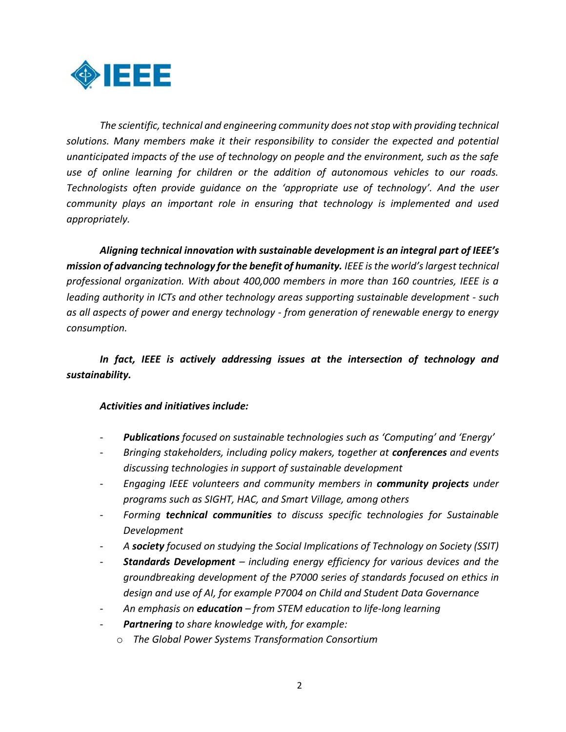*The scientific, technical and engineering community does not stop with providing technical solutions. Many members make it their responsibility to consider the expected and potential unanticipated impacts of the use of technology on people and the environment, such as the safe use of online learning for children or the addition of autonomous vehicles to our roads. Technologists often provide guidance on the 'appropriate use of technology'. And the user community plays an important role in ensuring that technology is implemented and used appropriately.*

***Aligning technical innovation with sustainable development is an integral part of IEEE's mission of advancing technology for the benefit of humanity.*** *IEEE is the world's largest technical professional organization. With about 400,000 members in more than 160 countries, IEEE is a leading authority in ICTs and other technology areas supporting sustainable development - such as all aspects of power and energy technology - from generation of renewable energy to energy consumption.*

***In fact, IEEE is actively addressing issues at the intersection of technology and sustainability.***

***Activities and initiatives include:***

- ***Publications*** *focused on sustainable technologies such as 'Computing' and 'Energy'*
- *Bringing stakeholders, including policy makers, together at* ***conferences*** *and events discussing technologies in support of sustainable development*
- *Engaging IEEE volunteers and community members in* ***community projects*** *under programs such as SIGHT, HAC, and Smart Village, among others*
- *Forming* ***technical communities*** *to discuss specific technologies for Sustainable Development*
- *A* ***society*** *focused on studying the Social Implications of Technology on Society (SSIT)*
- ***Standards Development*** *– including energy efficiency for various devices and the groundbreaking development of the P7000 series of standards focused on ethics in design and use of AI, for example P7004 on Child and Student Data Governance*
- *An emphasis on* ***education*** *– from STEM education to life-long learning*
- ***Partnering*** *to share knowledge with, for example:*
  - *The Global Power Systems Transformation Consortium*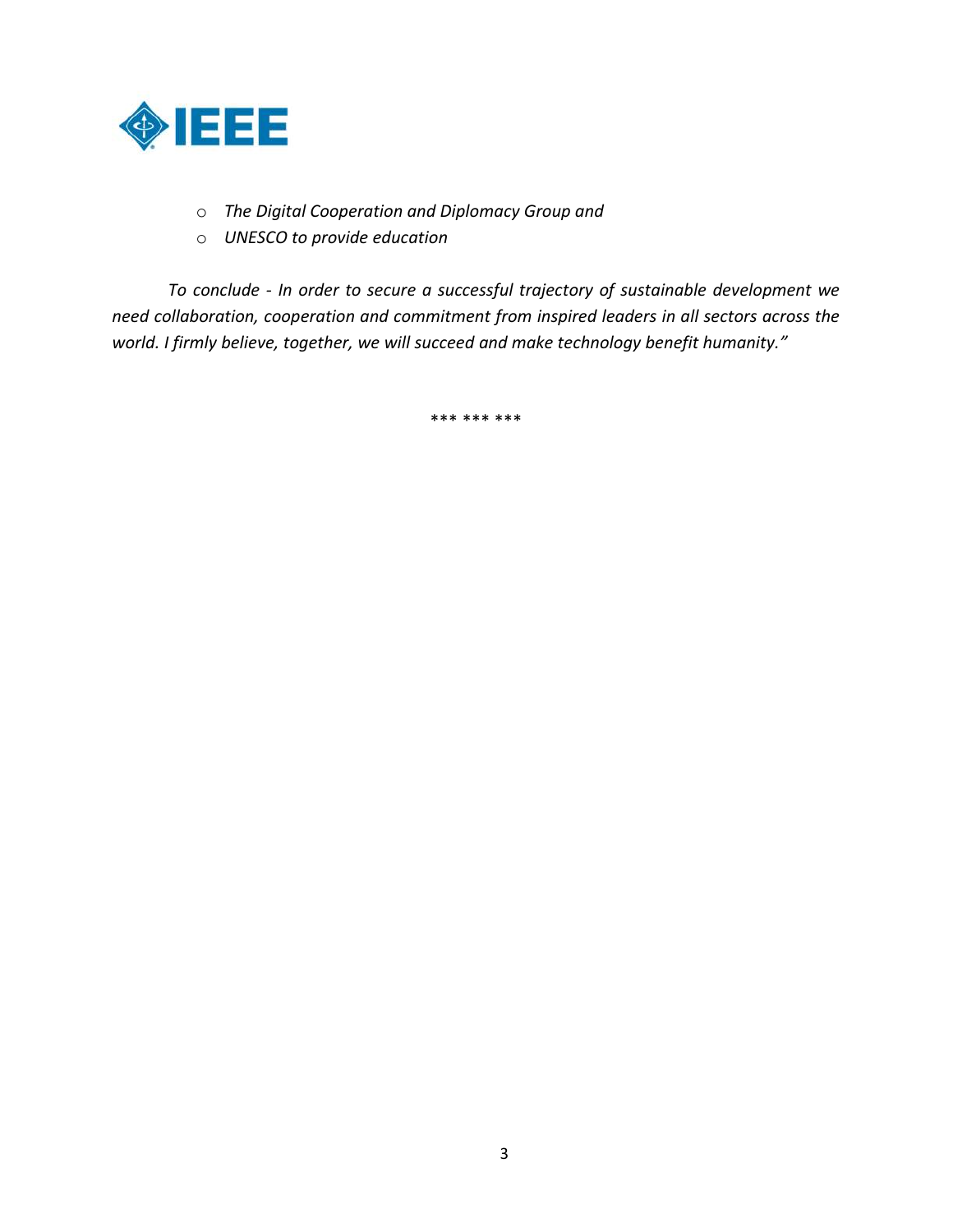- *The Digital Cooperation and Diplomacy Group and*
- *UNESCO to provide education*

*To conclude - In order to secure a successful trajectory of sustainable development we need collaboration, cooperation and commitment from inspired leaders in all sectors across the world. I firmly believe, together, we will succeed and make technology benefit humanity."*

*** *** ***